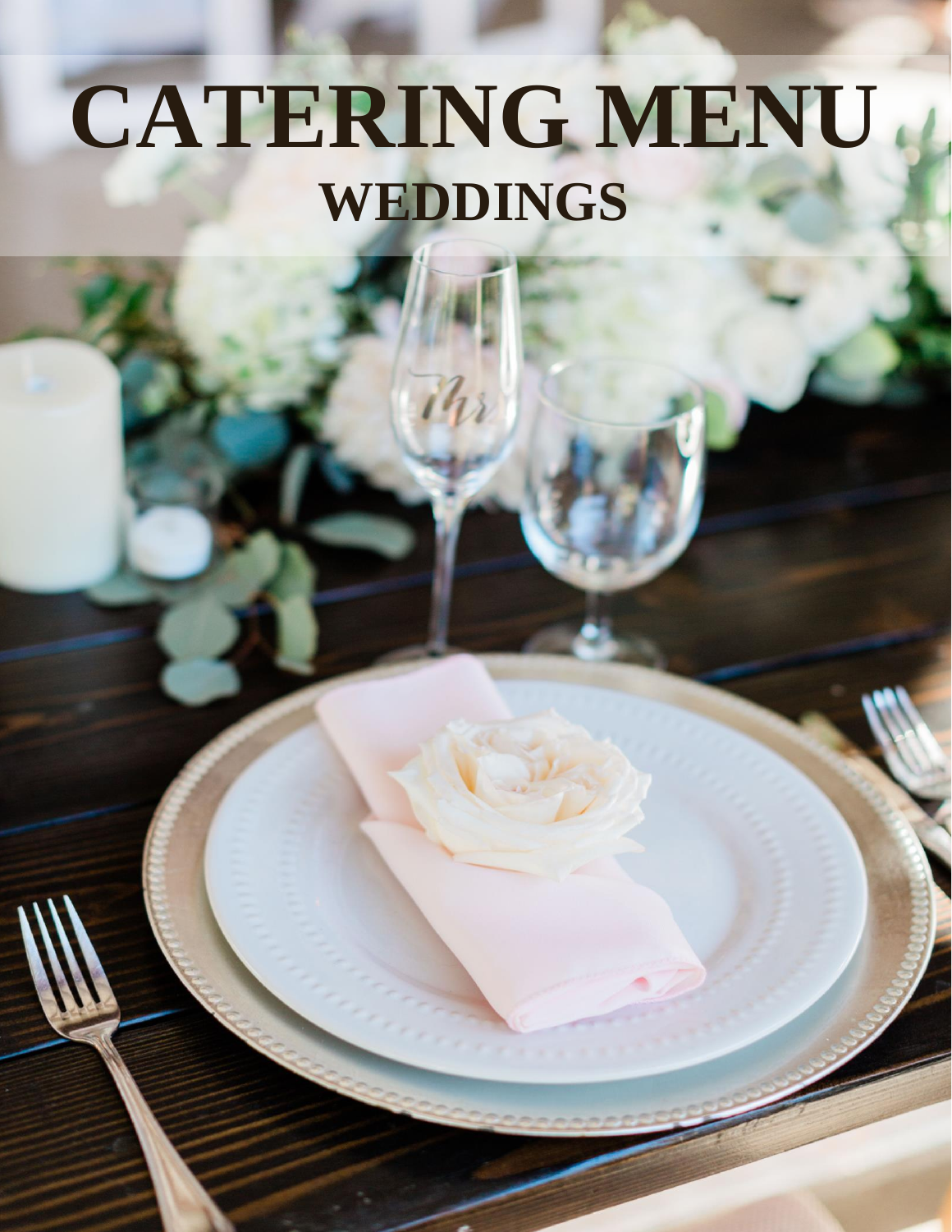# CATERING MENU

## WEDDINGS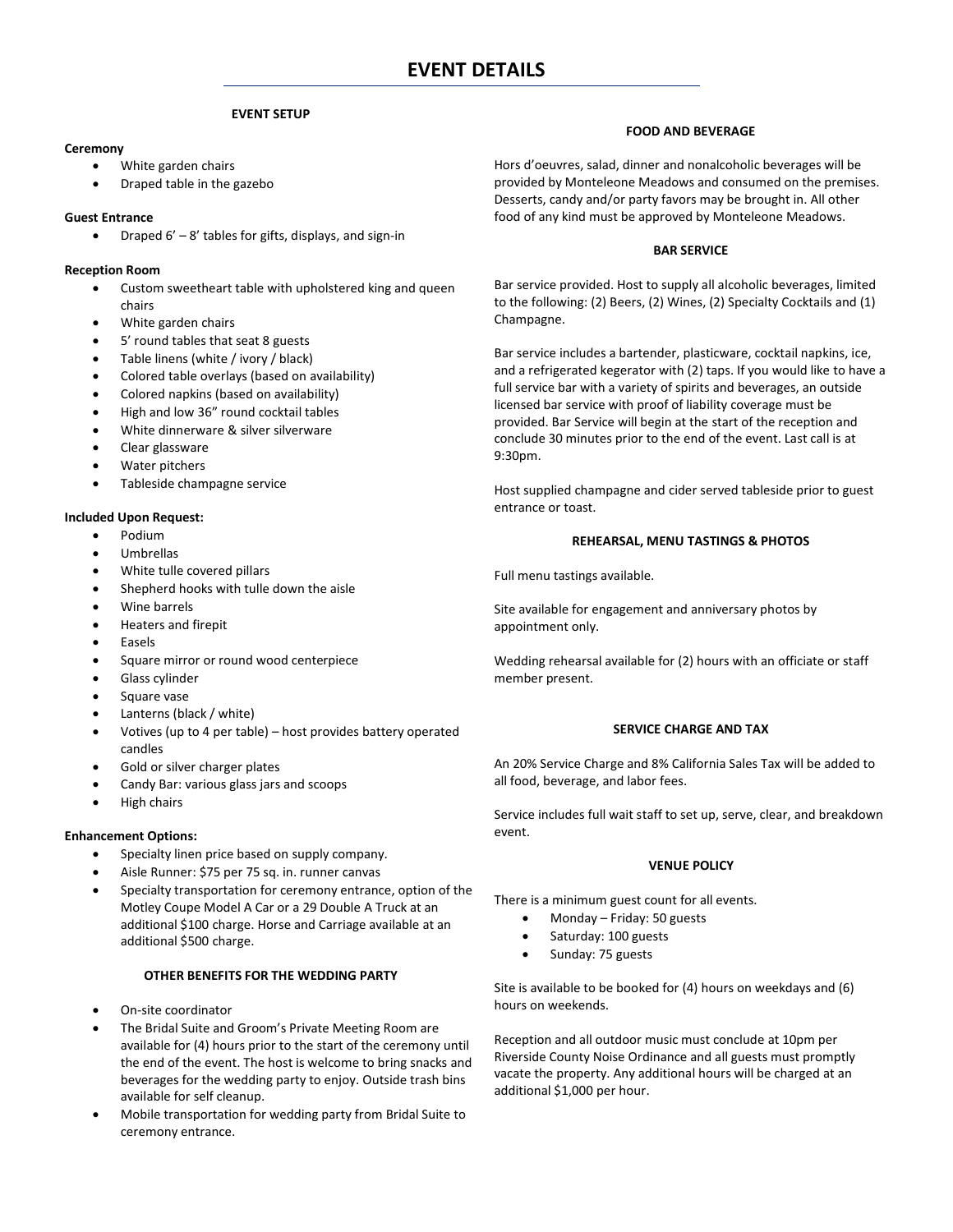# EVENT DETAILS

## EVENT SETUP

**Ceremony**

- White garden chairs
- Draped table in the gazebo

**Guest Entrance**

- Draped 6' – 8' tables for gifts, displays, and sign-in

**Reception Room**

- Custom sweetheart table with upholstered king and queen chairs
- White garden chairs
- 5' round tables that seat 8 guests
- Table linens (white / ivory / black)
- Colored table overlays (based on availability)
- Colored napkins (based on availability)
- High and low 36" round cocktail tables
- White dinnerware & silver silverware
- Clear glassware
- Water pitchers
- Tableside champagne service

**Included Upon Request:**

- Podium
- Umbrellas
- White tulle covered pillars
- Shepherd hooks with tulle down the aisle
- Wine barrels
- Heaters and firepit
- Easels
- Square mirror or round wood centerpiece
- Glass cylinder
- Square vase
- Lanterns (black / white)
- Votives (up to 4 per table) – host provides battery operated candles
- Gold or silver charger plates
- Candy Bar: various glass jars and scoops
- High chairs

**Enhancement Options:**

- Specialty linen price based on supply company.
- Aisle Runner: $75 per 75 sq. in. runner canvas
- Specialty transportation for ceremony entrance, option of the Motley Coupe Model A Car or a 29 Double A Truck at an additional $100 charge. Horse and Carriage available at an additional $500 charge.

## OTHER BENEFITS FOR THE WEDDING PARTY

- On-site coordinator
- The Bridal Suite and Groom's Private Meeting Room are available for (4) hours prior to the start of the ceremony until the end of the event. The host is welcome to bring snacks and beverages for the wedding party to enjoy. Outside trash bins available for self cleanup.
- Mobile transportation for wedding party from Bridal Suite to ceremony entrance.

## FOOD AND BEVERAGE

Hors d'oeuvres, salad, dinner and nonalcoholic beverages will be provided by Monteleone Meadows and consumed on the premises. Desserts, candy and/or party favors may be brought in. All other food of any kind must be approved by Monteleone Meadows.

## BAR SERVICE

Bar service provided. Host to supply all alcoholic beverages, limited to the following: (2) Beers, (2) Wines, (2) Specialty Cocktails and (1) Champagne.

Bar service includes a bartender, plasticware, cocktail napkins, ice, and a refrigerated kegerator with (2) taps. If you would like to have a full service bar with a variety of spirits and beverages, an outside licensed bar service with proof of liability coverage must be provided. Bar Service will begin at the start of the reception and conclude 30 minutes prior to the end of the event. Last call is at 9:30pm.

Host supplied champagne and cider served tableside prior to guest entrance or toast.

## REHEARSAL, MENU TASTINGS & PHOTOS

Full menu tastings available.

Site available for engagement and anniversary photos by appointment only.

Wedding rehearsal available for (2) hours with an officiate or staff member present.

## SERVICE CHARGE AND TAX

An 20% Service Charge and 8% California Sales Tax will be added to all food, beverage, and labor fees.

Service includes full wait staff to set up, serve, clear, and breakdown event.

## VENUE POLICY

There is a minimum guest count for all events.

- Monday – Friday: 50 guests
- Saturday: 100 guests
- Sunday: 75 guests

Site is available to be booked for (4) hours on weekdays and (6) hours on weekends.

Reception and all outdoor music must conclude at 10pm per Riverside County Noise Ordinance and all guests must promptly vacate the property. Any additional hours will be charged at an additional $1,000 per hour.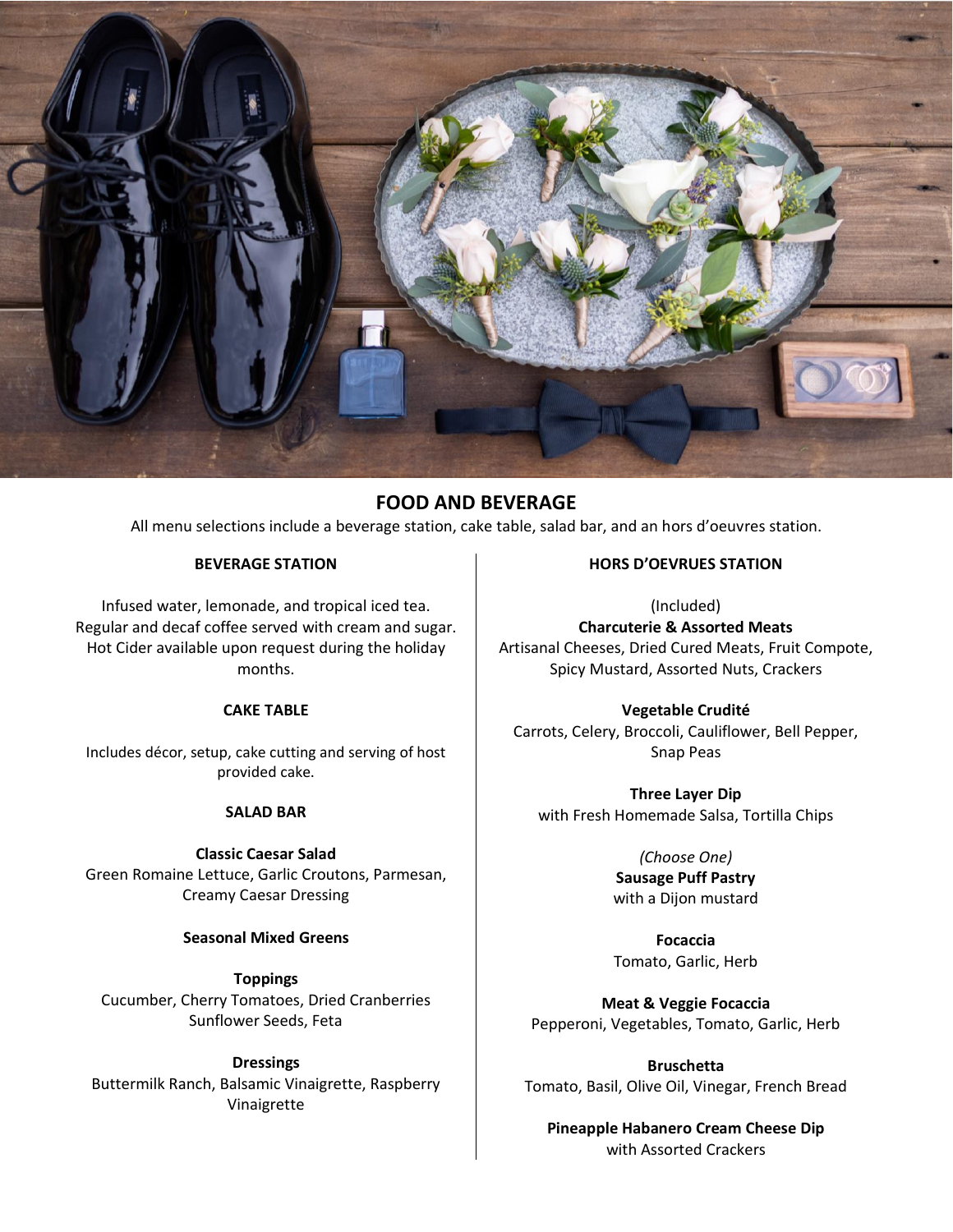## FOOD AND BEVERAGE

All menu selections include a beverage station, cake table, salad bar, and an hors d'oeuvres station.

### BEVERAGE STATION

Infused water, lemonade, and tropical iced tea. Regular and decaf coffee served with cream and sugar. Hot Cider available upon request during the holiday months.

### CAKE TABLE

Includes décor, setup, cake cutting and serving of host provided cake.

### SALAD BAR

**Classic Caesar Salad**
Green Romaine Lettuce, Garlic Croutons, Parmesan, Creamy Caesar Dressing

**Seasonal Mixed Greens**

**Toppings**
Cucumber, Cherry Tomatoes, Dried Cranberries Sunflower Seeds, Feta

**Dressings**
Buttermilk Ranch, Balsamic Vinaigrette, Raspberry Vinaigrette

### HORS D'OEVRUES STATION

(Included)
**Charcuterie & Assorted Meats**
Artisanal Cheeses, Dried Cured Meats, Fruit Compote, Spicy Mustard, Assorted Nuts, Crackers

**Vegetable Crudité**
Carrots, Celery, Broccoli, Cauliflower, Bell Pepper, Snap Peas

**Three Layer Dip**
with Fresh Homemade Salsa, Tortilla Chips

*(Choose One)*
**Sausage Puff Pastry**
with a Dijon mustard

**Focaccia**
Tomato, Garlic, Herb

**Meat & Veggie Focaccia**
Pepperoni, Vegetables, Tomato, Garlic, Herb

**Bruschetta**
Tomato, Basil, Olive Oil, Vinegar, French Bread

**Pineapple Habanero Cream Cheese Dip**
with Assorted Crackers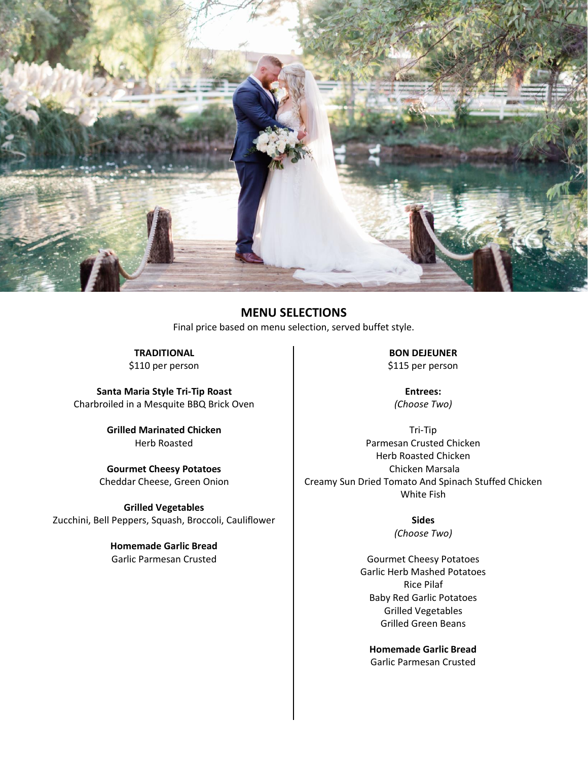## MENU SELECTIONS

Final price based on menu selection, served buffet style.

### TRADITIONAL

$110 per person

**Santa Maria Style Tri-Tip Roast**
Charbroiled in a Mesquite BBQ Brick Oven

**Grilled Marinated Chicken**
Herb Roasted

**Gourmet Cheesy Potatoes**
Cheddar Cheese, Green Onion

**Grilled Vegetables**
Zucchini, Bell Peppers, Squash, Broccoli, Cauliflower

**Homemade Garlic Bread**
Garlic Parmesan Crusted

### BON DEJEUNER

$115 per person

**Entrees:**
*(Choose Two)*

Tri-Tip
Parmesan Crusted Chicken
Herb Roasted Chicken
Chicken Marsala
Creamy Sun Dried Tomato And Spinach Stuffed Chicken
White Fish

**Sides**
*(Choose Two)*

Gourmet Cheesy Potatoes
Garlic Herb Mashed Potatoes
Rice Pilaf
Baby Red Garlic Potatoes
Grilled Vegetables
Grilled Green Beans

**Homemade Garlic Bread**
Garlic Parmesan Crusted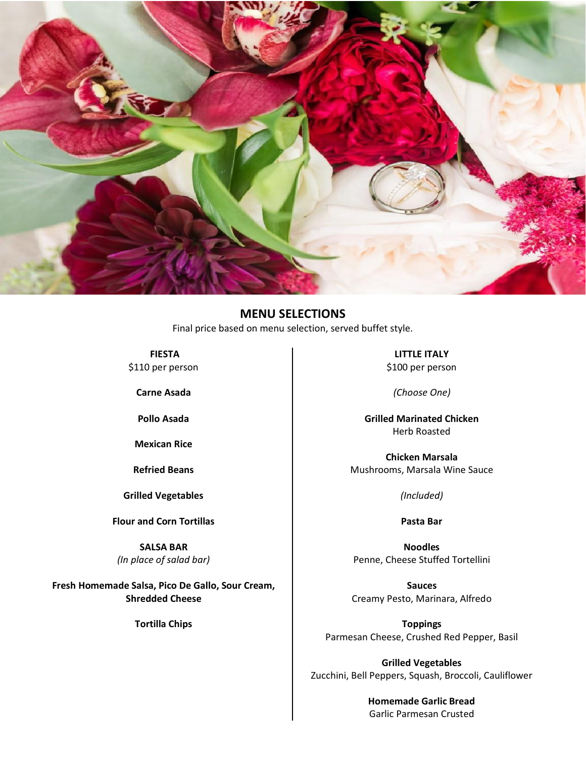## MENU SELECTIONS

Final price based on menu selection, served buffet style.

**FIESTA**
$110 per person

**Carne Asada**

**Pollo Asada**

**Mexican Rice**

**Refried Beans**

**Grilled Vegetables**

**Flour and Corn Tortillas**

**SALSA BAR**
*(In place of salad bar)*

**Fresh Homemade Salsa, Pico De Gallo, Sour Cream, Shredded Cheese**

**Tortilla Chips**

**LITTLE ITALY**
$100 per person

*(Choose One)*

**Grilled Marinated Chicken**
Herb Roasted

**Chicken Marsala**
Mushrooms, Marsala Wine Sauce

*(Included)*

**Pasta Bar**

**Noodles**
Penne, Cheese Stuffed Tortellini

**Sauces**
Creamy Pesto, Marinara, Alfredo

**Toppings**
Parmesan Cheese, Crushed Red Pepper, Basil

**Grilled Vegetables**
Zucchini, Bell Peppers, Squash, Broccoli, Cauliflower

**Homemade Garlic Bread**
Garlic Parmesan Crusted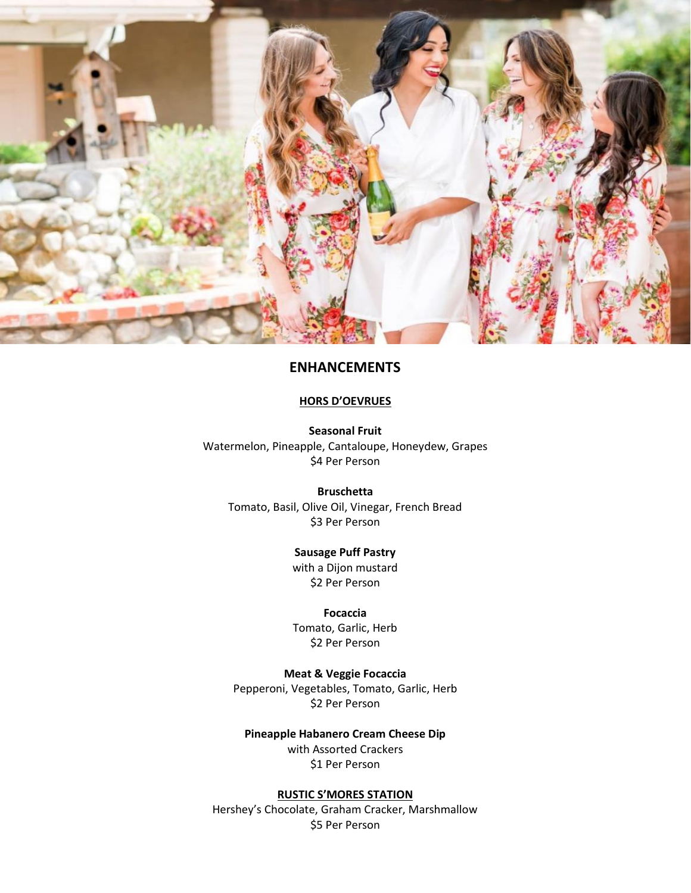## ENHANCEMENTS

### HORS D'OEVRUES

**Seasonal Fruit**
Watermelon, Pineapple, Cantaloupe, Honeydew, Grapes
$4 Per Person

**Bruschetta**
Tomato, Basil, Olive Oil, Vinegar, French Bread
$3 Per Person

**Sausage Puff Pastry**
with a Dijon mustard
$2 Per Person

**Focaccia**
Tomato, Garlic, Herb
$2 Per Person

**Meat & Veggie Focaccia**
Pepperoni, Vegetables, Tomato, Garlic, Herb
$2 Per Person

**Pineapple Habanero Cream Cheese Dip**
with Assorted Crackers
$1 Per Person

### RUSTIC S'MORES STATION

Hershey's Chocolate, Graham Cracker, Marshmallow
$5 Per Person